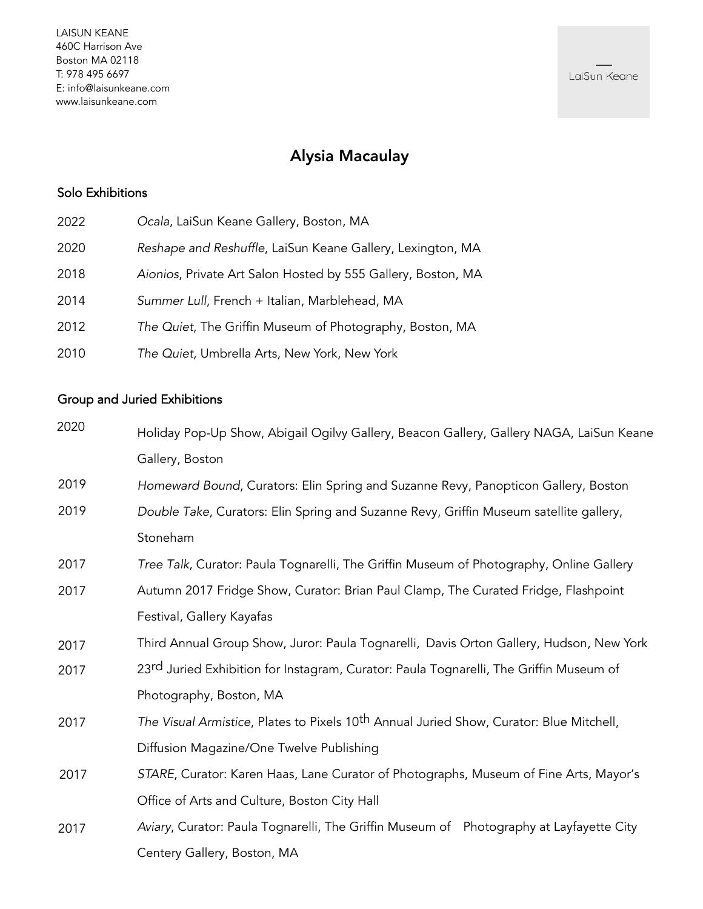LAISUN KEANE
460C Harrison Ave
Boston MA 02118
T: 978 495 6697
E: info@laisunkeane.com
www.laisunkeane.com

LaiSun Keane

# Alysia Macaulay

## Solo Exhibitions

2022 *Ocala*, LaiSun Keane Gallery, Boston, MA

2020 *Reshape and Reshuffle*, LaiSun Keane Gallery, Lexington, MA

2018 *Aionios*, Private Art Salon Hosted by 555 Gallery, Boston, MA

2014 *Summer Lull*, French + Italian, Marblehead, MA

2012 *The Quiet*, The Griffin Museum of Photography, Boston, MA

2010 *The Quiet,* Umbrella Arts, New York, New York

## Group and Juried Exhibitions

2020 Holiday Pop-Up Show, Abigail Ogilvy Gallery, Beacon Gallery, Gallery NAGA, LaiSun Keane Gallery, Boston

2019 *Homeward Bound*, Curators: Elin Spring and Suzanne Revy, Panopticon Gallery, Boston

2019 *Double Take*, Curators: Elin Spring and Suzanne Revy, Griffin Museum satellite gallery, Stoneham

2017 *Tree Talk*, Curator: Paula Tognarelli, The Griffin Museum of Photography, Online Gallery

2017 Autumn 2017 Fridge Show, Curator: Brian Paul Clamp, The Curated Fridge, Flashpoint Festival, Gallery Kayafas

2017 Third Annual Group Show, Juror: Paula Tognarelli, Davis Orton Gallery, Hudson, New York

2017 23rd Juried Exhibition for Instagram, Curator: Paula Tognarelli, The Griffin Museum of Photography, Boston, MA

2017 *The Visual Armistice*, Plates to Pixels 10th Annual Juried Show, Curator: Blue Mitchell, Diffusion Magazine/One Twelve Publishing

2017 *STARE*, Curator: Karen Haas, Lane Curator of Photographs, Museum of Fine Arts, Mayor's Office of Arts and Culture, Boston City Hall

2017 *Aviary*, Curator: Paula Tognarelli, The Griffin Museum of Photography at Layfayette City Centery Gallery, Boston, MA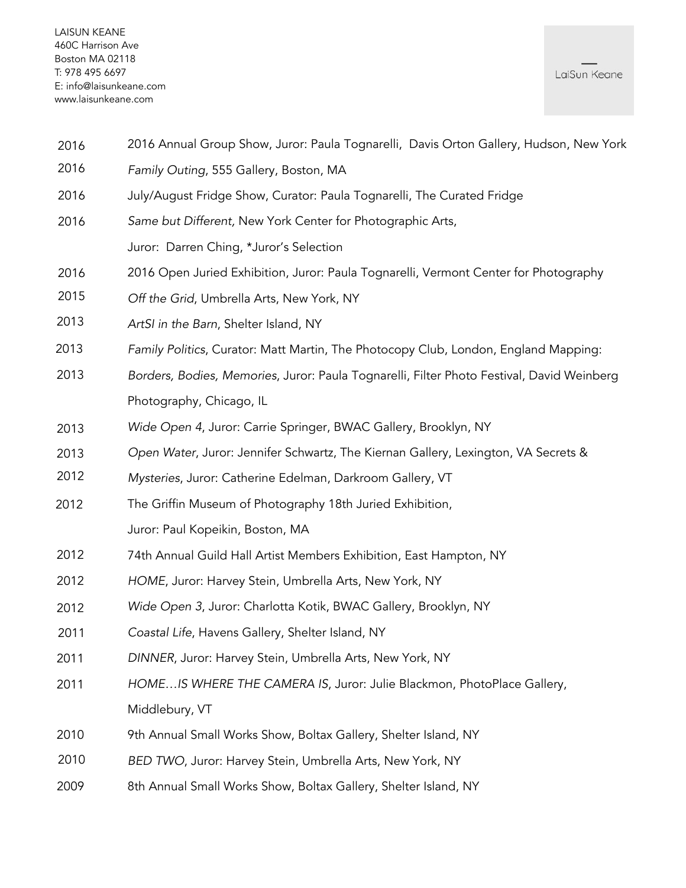LAISUN KEANE
460C Harrison Ave
Boston MA 02118
T: 978 495 6697
E: info@laisunkeane.com
www.laisunkeane.com

LaiSun Keane

2016 2016 Annual Group Show, Juror: Paula Tognarelli, Davis Orton Gallery, Hudson, New York

2016 *Family Outing*, 555 Gallery, Boston, MA

2016 July/August Fridge Show, Curator: Paula Tognarelli, The Curated Fridge

2016 *Same but Different,* New York Center for Photographic Arts, Juror: Darren Ching, *Juror's Selection

2016 2016 Open Juried Exhibition, Juror: Paula Tognarelli, Vermont Center for Photography

2015 *Off the Grid*, Umbrella Arts, New York, NY

2013 *ArtSI in the Barn*, Shelter Island, NY

2013 *Family Politics*, Curator: Matt Martin, The Photocopy Club, London, England Mapping:

2013 *Borders, Bodies, Memories*, Juror: Paula Tognarelli, Filter Photo Festival, David Weinberg Photography, Chicago, IL

2013 *Wide Open 4*, Juror: Carrie Springer, BWAC Gallery, Brooklyn, NY

2013 *Open Water*, Juror: Jennifer Schwartz, The Kiernan Gallery, Lexington, VA Secrets &

2012 *Mysteries*, Juror: Catherine Edelman, Darkroom Gallery, VT

2012 The Griffin Museum of Photography 18th Juried Exhibition, Juror: Paul Kopeikin, Boston, MA

2012 74th Annual Guild Hall Artist Members Exhibition, East Hampton, NY

2012 *HOME*, Juror: Harvey Stein, Umbrella Arts, New York, NY

2012 *Wide Open 3*, Juror: Charlotta Kotik, BWAC Gallery, Brooklyn, NY

2011 *Coastal Life*, Havens Gallery, Shelter Island, NY

2011 *DINNER*, Juror: Harvey Stein, Umbrella Arts, New York, NY

2011 *HOME…IS WHERE THE CAMERA IS*, Juror: Julie Blackmon, PhotoPlace Gallery, Middlebury, VT

2010 9th Annual Small Works Show, Boltax Gallery, Shelter Island, NY

2010 *BED TWO*, Juror: Harvey Stein, Umbrella Arts, New York, NY

2009 8th Annual Small Works Show, Boltax Gallery, Shelter Island, NY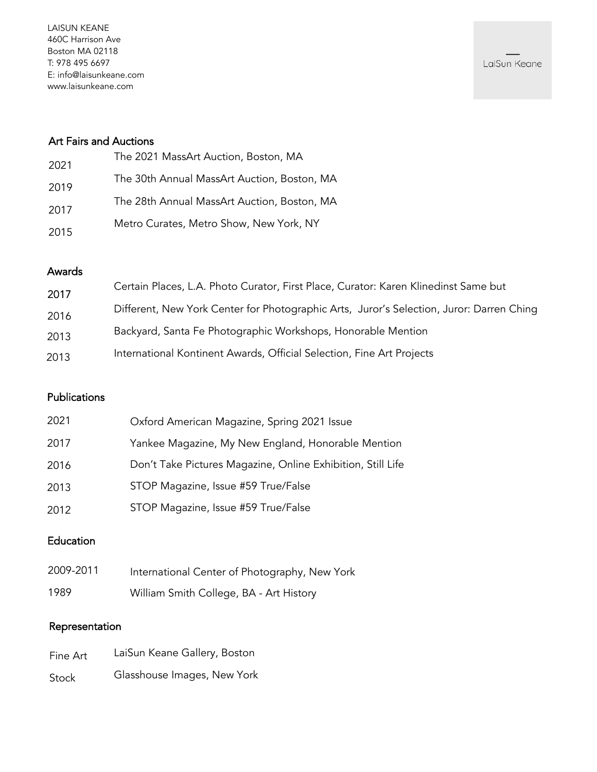LAISUN KEANE
460C Harrison Ave
Boston MA 02118
T: 978 495 6697
E: info@laisunkeane.com
www.laisunkeane.com

LaiSun Keane

## Art Fairs and Auctions

| | |
|---|---|
| 2021 | The 2021 MassArt Auction, Boston, MA |
| 2019 | The 30th Annual MassArt Auction, Boston, MA |
| 2017 | The 28th Annual MassArt Auction, Boston, MA |
| 2015 | Metro Curates, Metro Show, New York, NY |

## Awards

| | |
|---|---|
| 2017 | Certain Places, L.A. Photo Curator, First Place, Curator: Karen Klinedinst Same but |
| 2016 | Different, New York Center for Photographic Arts, Juror's Selection, Juror: Darren Ching |
| 2013 | Backyard, Santa Fe Photographic Workshops, Honorable Mention |
| 2013 | International Kontinent Awards, Official Selection, Fine Art Projects |

## Publications

| | |
|---|---|
| 2021 | Oxford American Magazine, Spring 2021 Issue |
| 2017 | Yankee Magazine, My New England, Honorable Mention |
| 2016 | Don't Take Pictures Magazine, Online Exhibition, Still Life |
| 2013 | STOP Magazine, Issue #59 True/False |
| 2012 | STOP Magazine, Issue #59 True/False |

## Education

| | |
|---|---|
| 2009-2011 | International Center of Photography, New York |
| 1989 | William Smith College, BA - Art History |

## Representation

| | |
|---|---|
| Fine Art | LaiSun Keane Gallery, Boston |
| Stock | Glasshouse Images, New York |